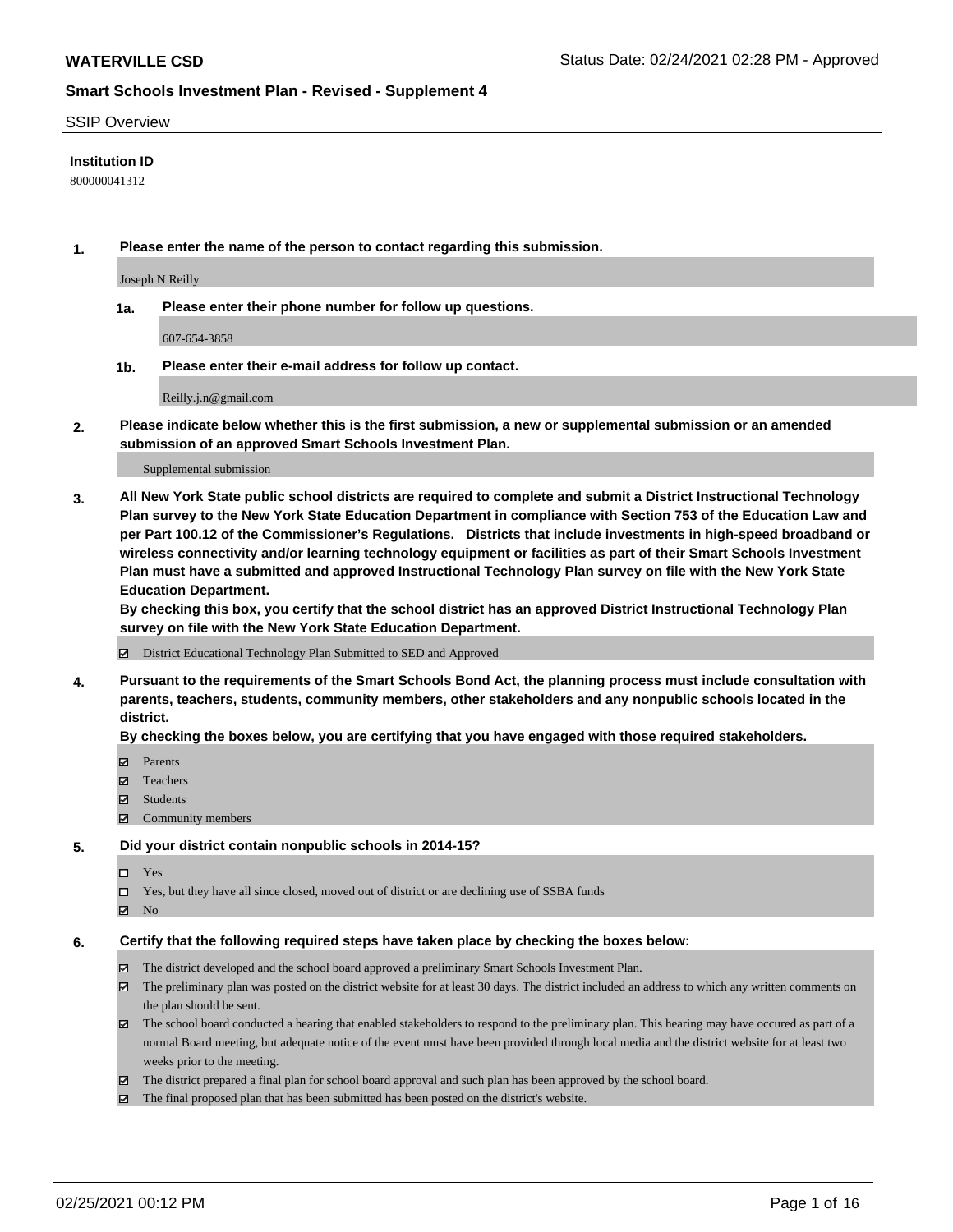**WATERVILLE CSD** Status Date: 02/24/2021 02:28 PM - Approved

**Smart Schools Investment Plan - Revised - Supplement 4**

SSIP Overview

**Institution ID**

800000041312

1. **Please enter the name of the person to contact regarding this submission.**

   Joseph N Reilly

   1a. **Please enter their phone number for follow up questions.**

   607-654-3858

   1b. **Please enter their e-mail address for follow up contact.**

   Reilly.j.n@gmail.com

2. **Please indicate below whether this is the first submission, a new or supplemental submission or an amended submission of an approved Smart Schools Investment Plan.**

   Supplemental submission

3. **All New York State public school districts are required to complete and submit a District Instructional Technology Plan survey to the New York State Education Department in compliance with Section 753 of the Education Law and per Part 100.12 of the Commissioner's Regulations. Districts that include investments in high-speed broadband or wireless connectivity and/or learning technology equipment or facilities as part of their Smart Schools Investment Plan must have a submitted and approved Instructional Technology Plan survey on file with the New York State Education Department.**
   **By checking this box, you certify that the school district has an approved District Instructional Technology Plan survey on file with the New York State Education Department.**

   ☑ District Educational Technology Plan Submitted to SED and Approved

4. **Pursuant to the requirements of the Smart Schools Bond Act, the planning process must include consultation with parents, teachers, students, community members, other stakeholders and any nonpublic schools located in the district.**
   **By checking the boxes below, you are certifying that you have engaged with those required stakeholders.**

   ☑ Parents
   ☑ Teachers
   ☑ Students
   ☑ Community members

5. **Did your district contain nonpublic schools in 2014-15?**

   ☐ Yes
   ☐ Yes, but they have all since closed, moved out of district or are declining use of SSBA funds
   ☑ No

6. **Certify that the following required steps have taken place by checking the boxes below:**

   ☑ The district developed and the school board approved a preliminary Smart Schools Investment Plan.
   ☑ The preliminary plan was posted on the district website for at least 30 days. The district included an address to which any written comments on the plan should be sent.
   ☑ The school board conducted a hearing that enabled stakeholders to respond to the preliminary plan. This hearing may have occured as part of a normal Board meeting, but adequate notice of the event must have been provided through local media and the district website for at least two weeks prior to the meeting.
   ☑ The district prepared a final plan for school board approval and such plan has been approved by the school board.
   ☑ The final proposed plan that has been submitted has been posted on the district's website.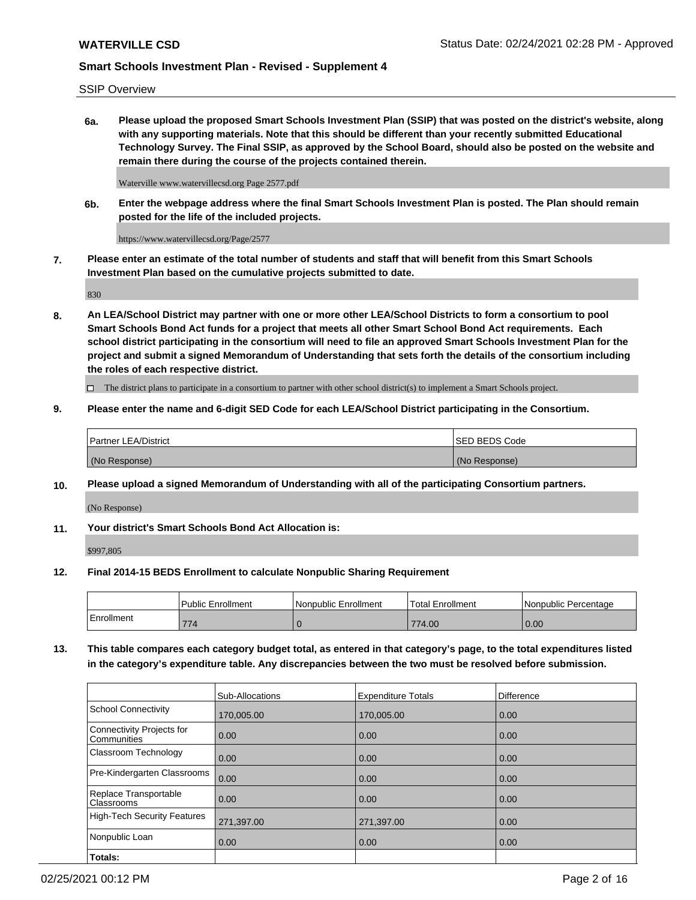SSIP Overview

**6a. Please upload the proposed Smart Schools Investment Plan (SSIP) that was posted on the district's website, along with any supporting materials. Note that this should be different than your recently submitted Educational Technology Survey. The Final SSIP, as approved by the School Board, should also be posted on the website and remain there during the course of the projects contained therein.**

Waterville www.watervillecsd.org Page 2577.pdf

**6b. Enter the webpage address where the final Smart Schools Investment Plan is posted. The Plan should remain posted for the life of the included projects.**

https://www.watervillecsd.org/Page/2577

**7. Please enter an estimate of the total number of students and staff that will benefit from this Smart Schools Investment Plan based on the cumulative projects submitted to date.**

830

**8. An LEA/School District may partner with one or more other LEA/School Districts to form a consortium to pool Smart Schools Bond Act funds for a project that meets all other Smart School Bond Act requirements. Each school district participating in the consortium will need to file an approved Smart Schools Investment Plan for the project and submit a signed Memorandum of Understanding that sets forth the details of the consortium including the roles of each respective district.**

☐ The district plans to participate in a consortium to partner with other school district(s) to implement a Smart Schools project.

**9. Please enter the name and 6-digit SED Code for each LEA/School District participating in the Consortium.**

| Partner LEA/District | SED BEDS Code |
|---|---|
| (No Response) | (No Response) |

**10. Please upload a signed Memorandum of Understanding with all of the participating Consortium partners.**

(No Response)

**11. Your district's Smart Schools Bond Act Allocation is:**

$997,805

**12. Final 2014-15 BEDS Enrollment to calculate Nonpublic Sharing Requirement**

| | Public Enrollment | Nonpublic Enrollment | Total Enrollment | Nonpublic Percentage |
|---|---|---|---|---|
| Enrollment | 774 | 0 | 774.00 | 0.00 |

**13. This table compares each category budget total, as entered in that category's page, to the total expenditures listed in the category's expenditure table. Any discrepancies between the two must be resolved before submission.**

| | Sub-Allocations | Expenditure Totals | Difference |
|---|---|---|---|
| School Connectivity | 170,005.00 | 170,005.00 | 0.00 |
| Connectivity Projects for Communities | 0.00 | 0.00 | 0.00 |
| Classroom Technology | 0.00 | 0.00 | 0.00 |
| Pre-Kindergarten Classrooms | 0.00 | 0.00 | 0.00 |
| Replace Transportable Classrooms | 0.00 | 0.00 | 0.00 |
| High-Tech Security Features | 271,397.00 | 271,397.00 | 0.00 |
| Nonpublic Loan | 0.00 | 0.00 | 0.00 |
| **Totals:** | | | |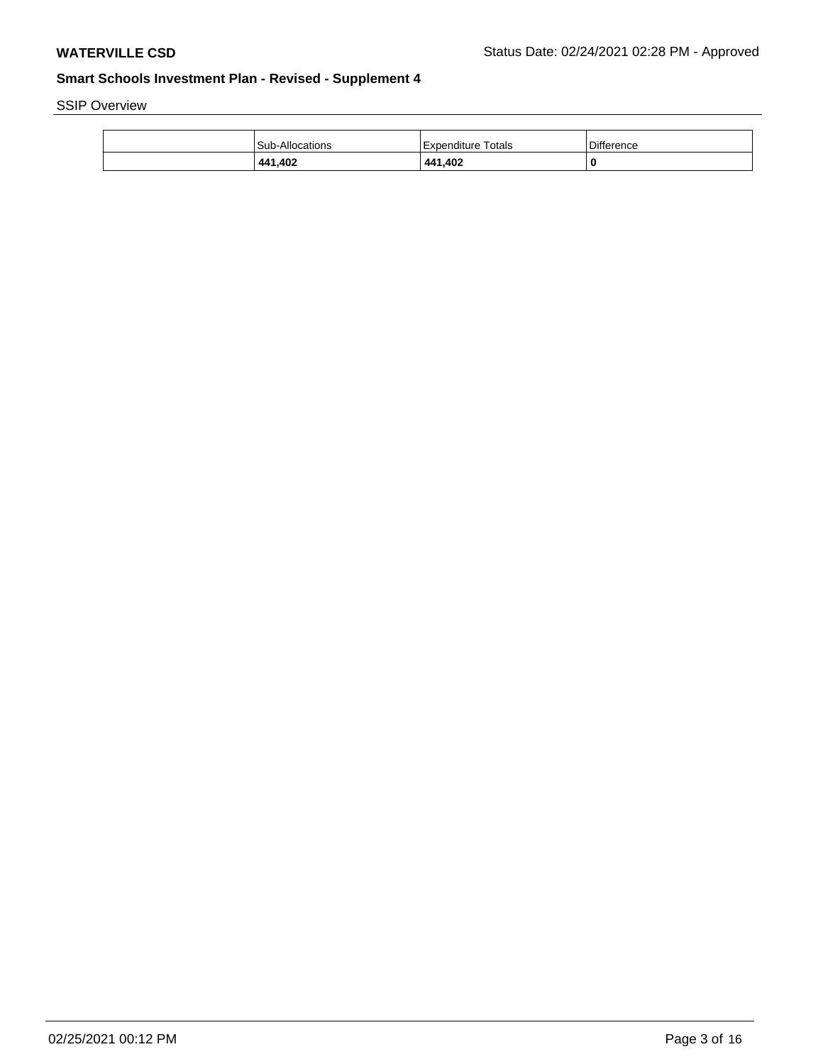SSIP Overview

| | Sub-Allocations | Expenditure Totals | Difference |
|---|---|---|---|
| | **441,402** | **441,402** | **0** |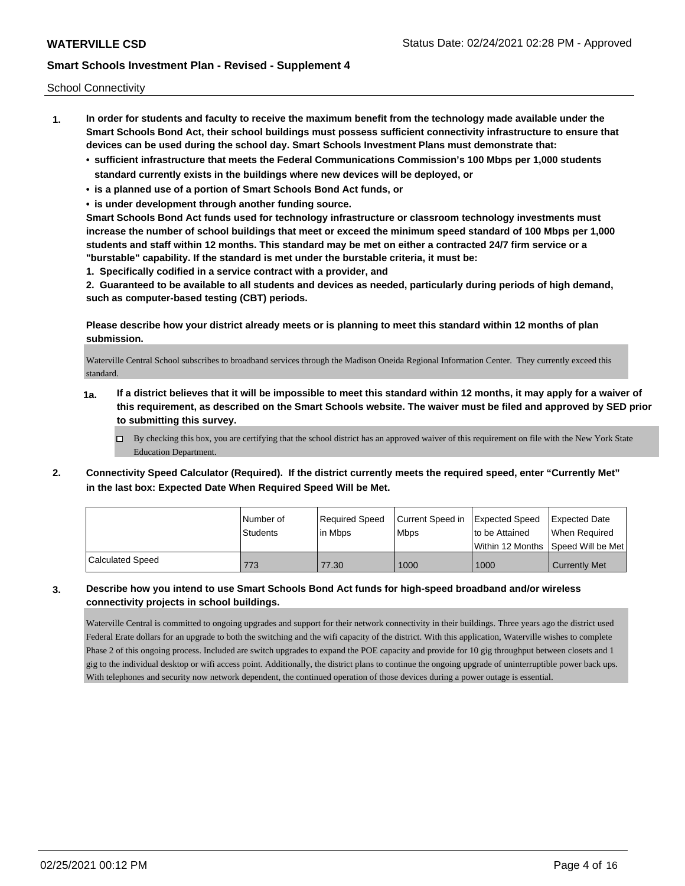School Connectivity

1. **In order for students and faculty to receive the maximum benefit from the technology made available under the Smart Schools Bond Act, their school buildings must possess sufficient connectivity infrastructure to ensure that devices can be used during the school day. Smart Schools Investment Plans must demonstrate that:**
   - **sufficient infrastructure that meets the Federal Communications Commission's 100 Mbps per 1,000 students standard currently exists in the buildings where new devices will be deployed, or**
   - **is a planned use of a portion of Smart Schools Bond Act funds, or**
   - **is under development through another funding source.**

   **Smart Schools Bond Act funds used for technology infrastructure or classroom technology investments must increase the number of school buildings that meet or exceed the minimum speed standard of 100 Mbps per 1,000 students and staff within 12 months. This standard may be met on either a contracted 24/7 firm service or a "burstable" capability. If the standard is met under the burstable criteria, it must be:**

   **1. Specifically codified in a service contract with a provider, and**

   **2. Guaranteed to be available to all students and devices as needed, particularly during periods of high demand, such as computer-based testing (CBT) periods.**

   **Please describe how your district already meets or is planning to meet this standard within 12 months of plan submission.**

   Waterville Central School subscribes to broadband services through the Madison Oneida Regional Information Center. They currently exceed this standard.

   **1a. If a district believes that it will be impossible to meet this standard within 12 months, it may apply for a waiver of this requirement, as described on the Smart Schools website. The waiver must be filed and approved by SED prior to submitting this survey.**

   ☐ By checking this box, you are certifying that the school district has an approved waiver of this requirement on file with the New York State Education Department.

2. **Connectivity Speed Calculator (Required). If the district currently meets the required speed, enter "Currently Met" in the last box: Expected Date When Required Speed Will be Met.**

| | Number of Students | Required Speed in Mbps | Current Speed in Mbps | Expected Speed to be Attained Within 12 Months | Expected Date When Required Speed Will be Met |
|---|---|---|---|---|---|
| Calculated Speed | 773 | 77.30 | 1000 | 1000 | Currently Met |

3. **Describe how you intend to use Smart Schools Bond Act funds for high-speed broadband and/or wireless connectivity projects in school buildings.**

   Waterville Central is committed to ongoing upgrades and support for their network connectivity in their buildings. Three years ago the district used Federal Erate dollars for an upgrade to both the switching and the wifi capacity of the district. With this application, Waterville wishes to complete Phase 2 of this ongoing process. Included are switch upgrades to expand the POE capacity and provide for 10 gig throughput between closets and 1 gig to the individual desktop or wifi access point. Additionally, the district plans to continue the ongoing upgrade of uninterruptible power back ups. With telephones and security now network dependent, the continued operation of those devices during a power outage is essential.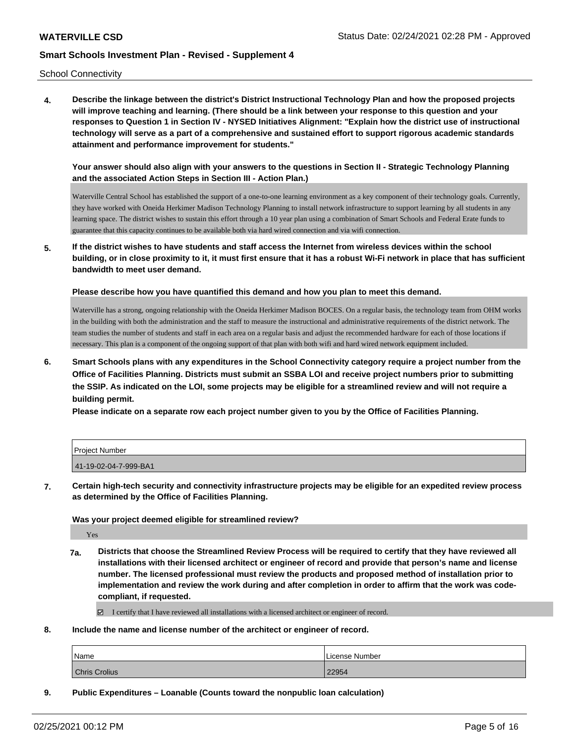School Connectivity

**4. Describe the linkage between the district's District Instructional Technology Plan and how the proposed projects will improve teaching and learning. (There should be a link between your response to this question and your responses to Question 1 in Section IV - NYSED Initiatives Alignment: "Explain how the district use of instructional technology will serve as a part of a comprehensive and sustained effort to support rigorous academic standards attainment and performance improvement for students."**

**Your answer should also align with your answers to the questions in Section II - Strategic Technology Planning and the associated Action Steps in Section III - Action Plan.)**

Waterville Central School has established the support of a one-to-one learning environment as a key component of their technology goals. Currently, they have worked with Oneida Herkimer Madison Technology Planning to install network infrastructure to support learning by all students in any learning space. The district wishes to sustain this effort through a 10 year plan using a combination of Smart Schools and Federal Erate funds to guarantee that this capacity continues to be available both via hard wired connection and via wifi connection.

**5. If the district wishes to have students and staff access the Internet from wireless devices within the school building, or in close proximity to it, it must first ensure that it has a robust Wi-Fi network in place that has sufficient bandwidth to meet user demand.**

**Please describe how you have quantified this demand and how you plan to meet this demand.**

Waterville has a strong, ongoing relationship with the Oneida Herkimer Madison BOCES. On a regular basis, the technology team from OHM works in the building with both the administration and the staff to measure the instructional and administrative requirements of the district network. The team studies the number of students and staff in each area on a regular basis and adjust the recommended hardware for each of those locations if necessary. This plan is a component of the ongoing support of that plan with both wifi and hard wired network equipment included.

**6. Smart Schools plans with any expenditures in the School Connectivity category require a project number from the Office of Facilities Planning. Districts must submit an SSBA LOI and receive project numbers prior to submitting the SSIP. As indicated on the LOI, some projects may be eligible for a streamlined review and will not require a building permit.**

**Please indicate on a separate row each project number given to you by the Office of Facilities Planning.**

| Project Number |
| --- |
| 41-19-02-04-7-999-BA1 |

**7. Certain high-tech security and connectivity infrastructure projects may be eligible for an expedited review process as determined by the Office of Facilities Planning.**

**Was your project deemed eligible for streamlined review?**

Yes

**7a. Districts that choose the Streamlined Review Process will be required to certify that they have reviewed all installations with their licensed architect or engineer of record and provide that person's name and license number. The licensed professional must review the products and proposed method of installation prior to implementation and review the work during and after completion in order to affirm that the work was code-compliant, if requested.**

☑ I certify that I have reviewed all installations with a licensed architect or engineer of record.

**8. Include the name and license number of the architect or engineer of record.**

| Name | License Number |
| --- | --- |
| Chris Crolius | 22954 |

**9. Public Expenditures – Loanable (Counts toward the nonpublic loan calculation)**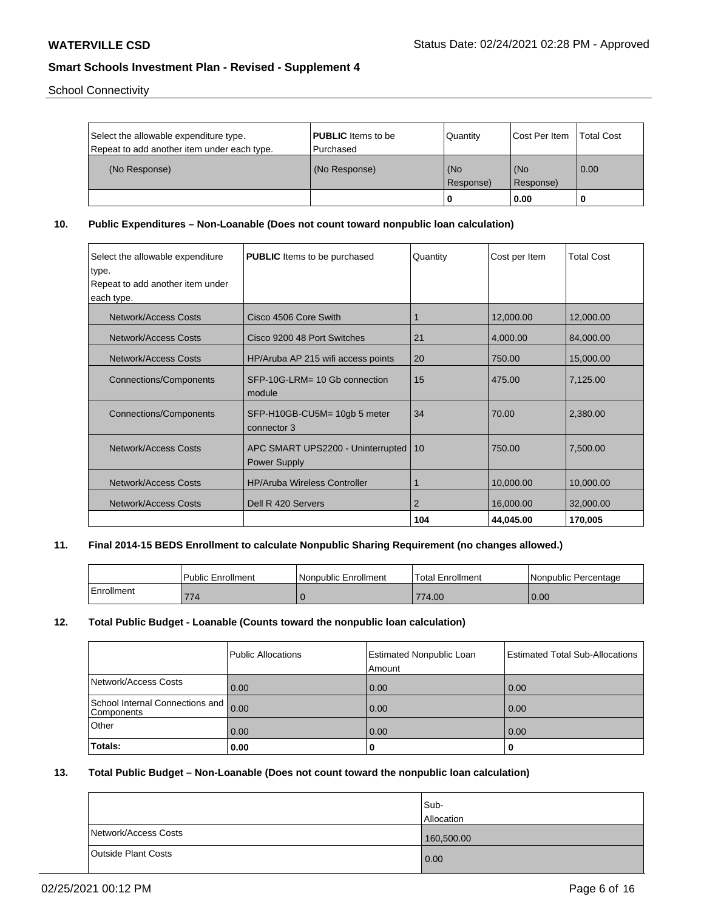School Connectivity

| Select the allowable expenditure type. Repeat to add another item under each type. | **PUBLIC** Items to be Purchased | Quantity | Cost Per Item | Total Cost |
|---|---|---|---|---|
| (No Response) | (No Response) | (No Response) | (No Response) | 0.00 |
| | | **0** | **0.00** | **0** |

**10. Public Expenditures – Non-Loanable (Does not count toward nonpublic loan calculation)**

| Select the allowable expenditure type. Repeat to add another item under each type. | **PUBLIC** Items to be purchased | Quantity | Cost per Item | Total Cost |
|---|---|---|---|---|
| Network/Access Costs | Cisco 4506 Core Swith | 1 | 12,000.00 | 12,000.00 |
| Network/Access Costs | Cisco 9200 48 Port Switches | 21 | 4,000.00 | 84,000.00 |
| Network/Access Costs | HP/Aruba AP 215 wifi access points | 20 | 750.00 | 15,000.00 |
| Connections/Components | SFP-10G-LRM= 10 Gb connection module | 15 | 475.00 | 7,125.00 |
| Connections/Components | SFP-H10GB-CU5M= 10gb 5 meter connector 3 | 34 | 70.00 | 2,380.00 |
| Network/Access Costs | APC SMART UPS2200 - Uninterrupted Power Supply | 10 | 750.00 | 7,500.00 |
| Network/Access Costs | HP/Aruba Wireless Controller | 1 | 10,000.00 | 10,000.00 |
| Network/Access Costs | Dell R 420 Servers | 2 | 16,000.00 | 32,000.00 |
| | | **104** | **44,045.00** | **170,005** |

**11. Final 2014-15 BEDS Enrollment to calculate Nonpublic Sharing Requirement (no changes allowed.)**

| | Public Enrollment | Nonpublic Enrollment | Total Enrollment | Nonpublic Percentage |
|---|---|---|---|---|
| Enrollment | 774 | 0 | 774.00 | 0.00 |

**12. Total Public Budget - Loanable (Counts toward the nonpublic loan calculation)**

| | Public Allocations | Estimated Nonpublic Loan Amount | Estimated Total Sub-Allocations |
|---|---|---|---|
| Network/Access Costs | 0.00 | 0.00 | 0.00 |
| School Internal Connections and Components | 0.00 | 0.00 | 0.00 |
| Other | 0.00 | 0.00 | 0.00 |
| **Totals:** | **0.00** | **0** | **0** |

**13. Total Public Budget – Non-Loanable (Does not count toward the nonpublic loan calculation)**

| | Sub-Allocation |
|---|---|
| Network/Access Costs | 160,500.00 |
| Outside Plant Costs | 0.00 |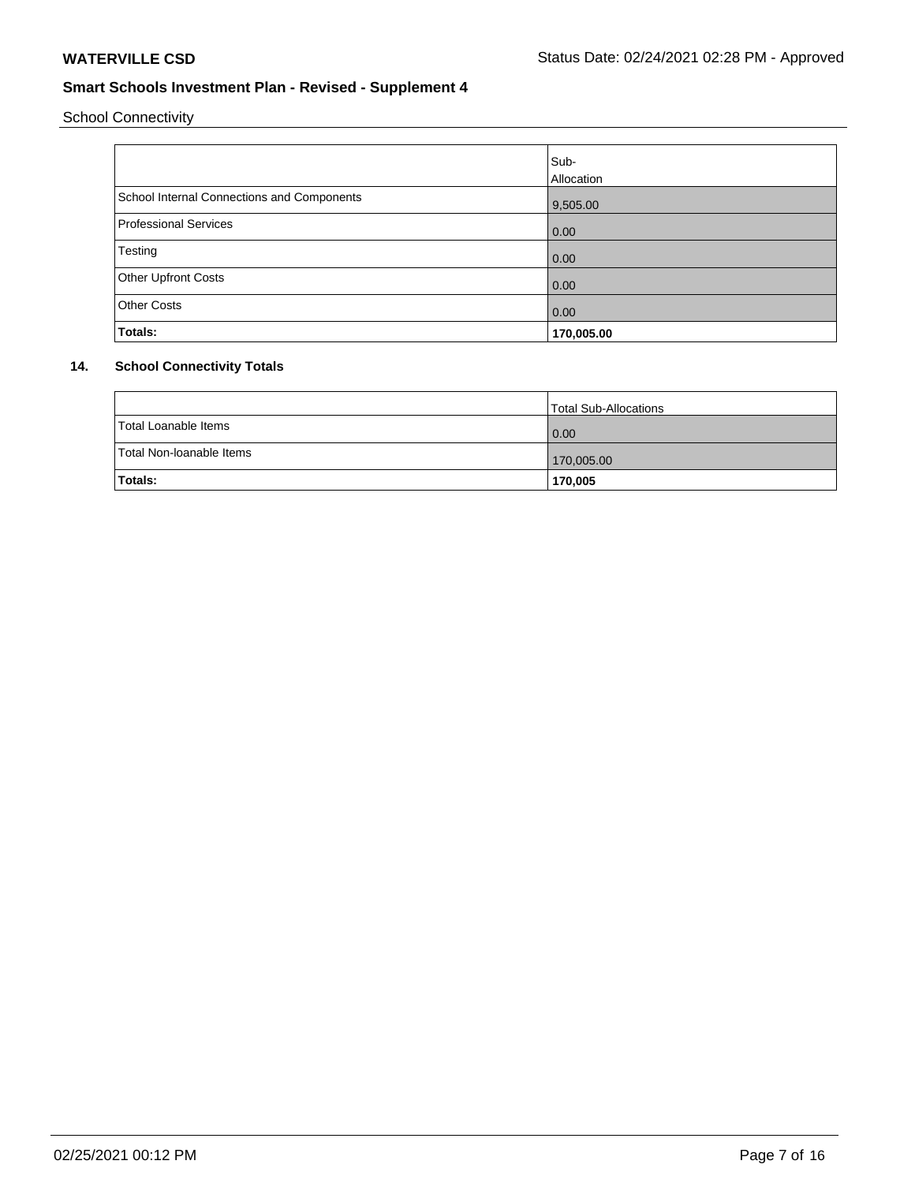School Connectivity

| | Sub-Allocation |
|---|---|
| School Internal Connections and Components | 9,505.00 |
| Professional Services | 0.00 |
| Testing | 0.00 |
| Other Upfront Costs | 0.00 |
| Other Costs | 0.00 |
| **Totals:** | **170,005.00** |

**14. School Connectivity Totals**

| | Total Sub-Allocations |
|---|---|
| Total Loanable Items | 0.00 |
| Total Non-loanable Items | 170,005.00 |
| **Totals:** | **170,005** |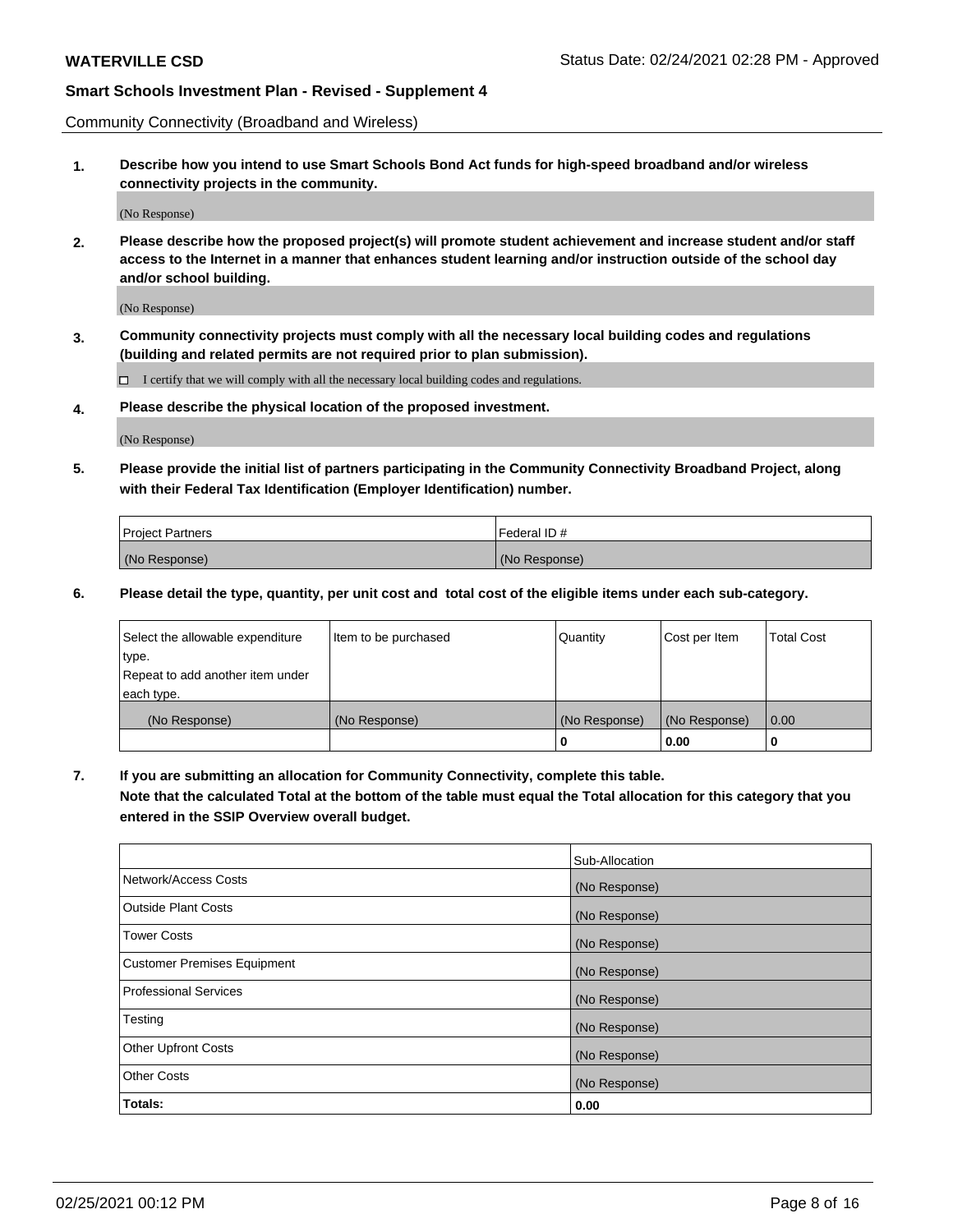Community Connectivity (Broadband and Wireless)

**1. Describe how you intend to use Smart Schools Bond Act funds for high-speed broadband and/or wireless connectivity projects in the community.**

(No Response)

**2. Please describe how the proposed project(s) will promote student achievement and increase student and/or staff access to the Internet in a manner that enhances student learning and/or instruction outside of the school day and/or school building.**

(No Response)

**3. Community connectivity projects must comply with all the necessary local building codes and regulations (building and related permits are not required prior to plan submission).**

☐ I certify that we will comply with all the necessary local building codes and regulations.

**4. Please describe the physical location of the proposed investment.**

(No Response)

**5. Please provide the initial list of partners participating in the Community Connectivity Broadband Project, along with their Federal Tax Identification (Employer Identification) number.**

| Project Partners | Federal ID # |
|---|---|
| (No Response) | (No Response) |

**6. Please detail the type, quantity, per unit cost and total cost of the eligible items under each sub-category.**

| Select the allowable expenditure type. Repeat to add another item under each type. | Item to be purchased | Quantity | Cost per Item | Total Cost |
|---|---|---|---|---|
| (No Response) | (No Response) | (No Response) | (No Response) | 0.00 |
| | | **0** | **0.00** | **0** |

**7. If you are submitting an allocation for Community Connectivity, complete this table. Note that the calculated Total at the bottom of the table must equal the Total allocation for this category that you entered in the SSIP Overview overall budget.**

| | Sub-Allocation |
|---|---|
| Network/Access Costs | (No Response) |
| Outside Plant Costs | (No Response) |
| Tower Costs | (No Response) |
| Customer Premises Equipment | (No Response) |
| Professional Services | (No Response) |
| Testing | (No Response) |
| Other Upfront Costs | (No Response) |
| Other Costs | (No Response) |
| **Totals:** | **0.00** |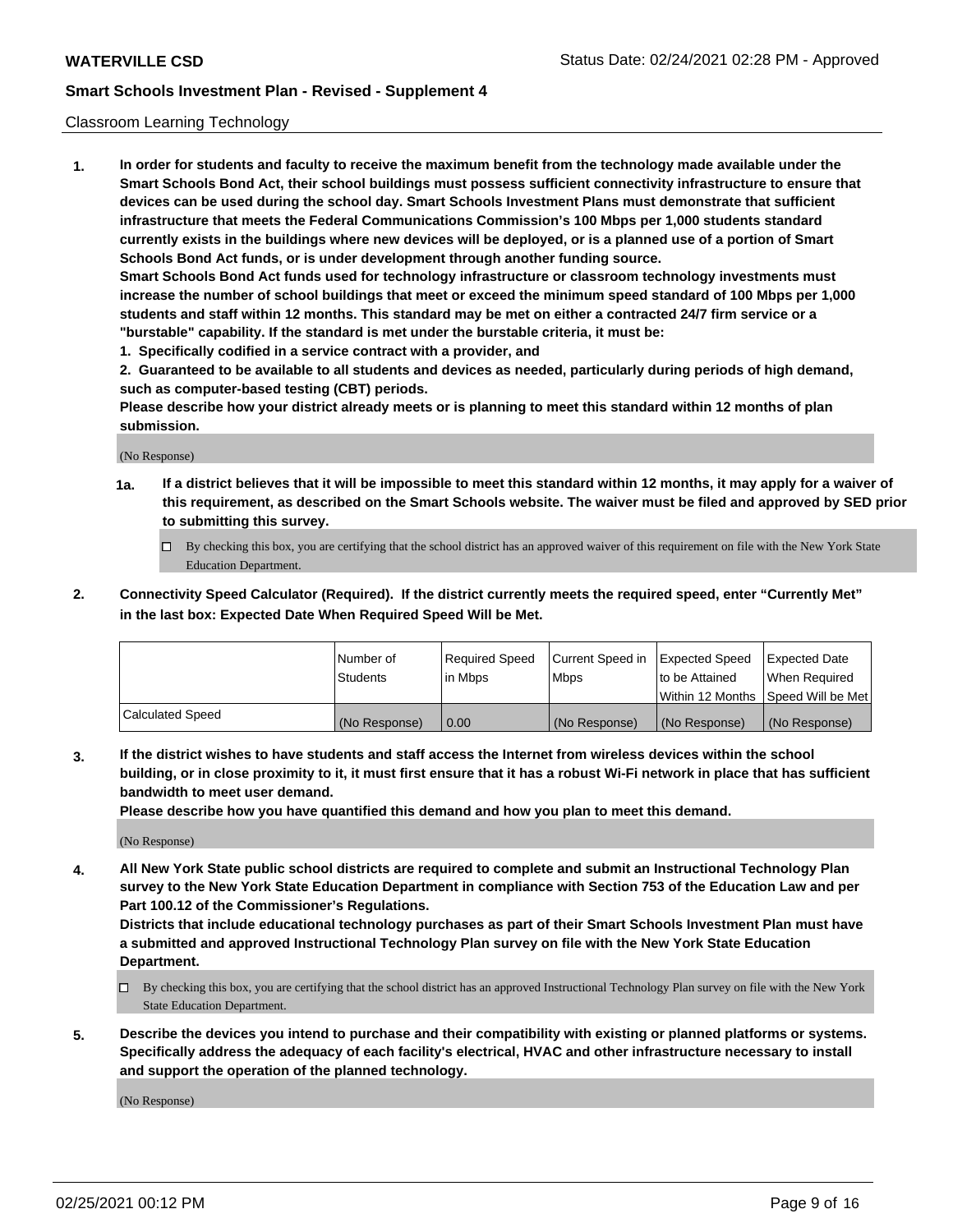## Classroom Learning Technology

**1. In order for students and faculty to receive the maximum benefit from the technology made available under the Smart Schools Bond Act, their school buildings must possess sufficient connectivity infrastructure to ensure that devices can be used during the school day. Smart Schools Investment Plans must demonstrate that sufficient infrastructure that meets the Federal Communications Commission's 100 Mbps per 1,000 students standard currently exists in the buildings where new devices will be deployed, or is a planned use of a portion of Smart Schools Bond Act funds, or is under development through another funding source.**

**Smart Schools Bond Act funds used for technology infrastructure or classroom technology investments must increase the number of school buildings that meet or exceed the minimum speed standard of 100 Mbps per 1,000 students and staff within 12 months. This standard may be met on either a contracted 24/7 firm service or a "burstable" capability. If the standard is met under the burstable criteria, it must be:**

**1. Specifically codified in a service contract with a provider, and**

**2. Guaranteed to be available to all students and devices as needed, particularly during periods of high demand, such as computer-based testing (CBT) periods.**

**Please describe how your district already meets or is planning to meet this standard within 12 months of plan submission.**

(No Response)

**1a. If a district believes that it will be impossible to meet this standard within 12 months, it may apply for a waiver of this requirement, as described on the Smart Schools website. The waiver must be filed and approved by SED prior to submitting this survey.**

☐ By checking this box, you are certifying that the school district has an approved waiver of this requirement on file with the New York State Education Department.

**2. Connectivity Speed Calculator (Required). If the district currently meets the required speed, enter "Currently Met" in the last box: Expected Date When Required Speed Will be Met.**

| | Number of Students | Required Speed in Mbps | Current Speed in Mbps | Expected Speed to be Attained Within 12 Months | Expected Date When Required Speed Will be Met |
|---|---|---|---|---|---|
| Calculated Speed | (No Response) | 0.00 | (No Response) | (No Response) | (No Response) |

**3. If the district wishes to have students and staff access the Internet from wireless devices within the school building, or in close proximity to it, it must first ensure that it has a robust Wi-Fi network in place that has sufficient bandwidth to meet user demand.**

**Please describe how you have quantified this demand and how you plan to meet this demand.**

(No Response)

**4. All New York State public school districts are required to complete and submit an Instructional Technology Plan survey to the New York State Education Department in compliance with Section 753 of the Education Law and per Part 100.12 of the Commissioner's Regulations.**

**Districts that include educational technology purchases as part of their Smart Schools Investment Plan must have a submitted and approved Instructional Technology Plan survey on file with the New York State Education Department.**

☐ By checking this box, you are certifying that the school district has an approved Instructional Technology Plan survey on file with the New York State Education Department.

**5. Describe the devices you intend to purchase and their compatibility with existing or planned platforms or systems. Specifically address the adequacy of each facility's electrical, HVAC and other infrastructure necessary to install and support the operation of the planned technology.**

(No Response)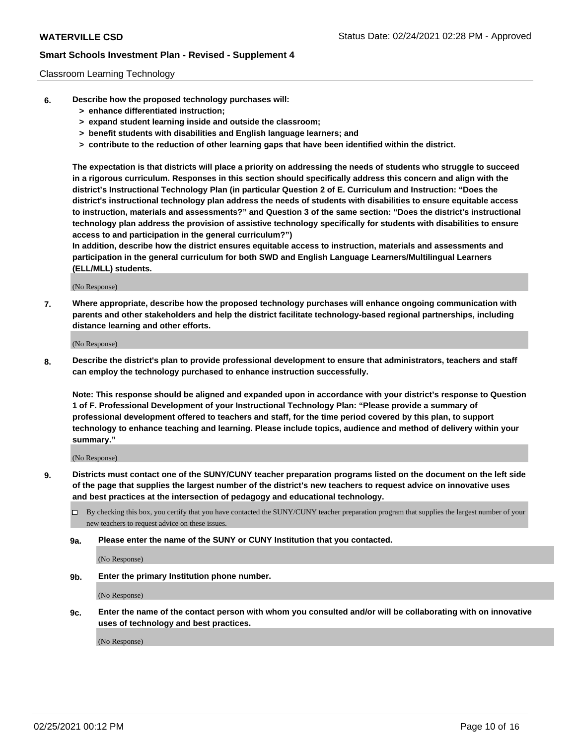Classroom Learning Technology

6. **Describe how the proposed technology purchases will:**
   - **> enhance differentiated instruction;**
   - **> expand student learning inside and outside the classroom;**
   - **> benefit students with disabilities and English language learners; and**
   - **> contribute to the reduction of other learning gaps that have been identified within the district.**

   **The expectation is that districts will place a priority on addressing the needs of students who struggle to succeed in a rigorous curriculum. Responses in this section should specifically address this concern and align with the district's Instructional Technology Plan (in particular Question 2 of E. Curriculum and Instruction: "Does the district's instructional technology plan address the needs of students with disabilities to ensure equitable access to instruction, materials and assessments?" and Question 3 of the same section: "Does the district's instructional technology plan address the provision of assistive technology specifically for students with disabilities to ensure access to and participation in the general curriculum?")**

   **In addition, describe how the district ensures equitable access to instruction, materials and assessments and participation in the general curriculum for both SWD and English Language Learners/Multilingual Learners (ELL/MLL) students.**

   (No Response)

7. **Where appropriate, describe how the proposed technology purchases will enhance ongoing communication with parents and other stakeholders and help the district facilitate technology-based regional partnerships, including distance learning and other efforts.**

   (No Response)

8. **Describe the district's plan to provide professional development to ensure that administrators, teachers and staff can employ the technology purchased to enhance instruction successfully.**

   **Note: This response should be aligned and expanded upon in accordance with your district's response to Question 1 of F. Professional Development of your Instructional Technology Plan: "Please provide a summary of professional development offered to teachers and staff, for the time period covered by this plan, to support technology to enhance teaching and learning. Please include topics, audience and method of delivery within your summary."**

   (No Response)

9. **Districts must contact one of the SUNY/CUNY teacher preparation programs listed on the document on the left side of the page that supplies the largest number of the district's new teachers to request advice on innovative uses and best practices at the intersection of pedagogy and educational technology.**

   ☐ By checking this box, you certify that you have contacted the SUNY/CUNY teacher preparation program that supplies the largest number of your new teachers to request advice on these issues.

   **9a. Please enter the name of the SUNY or CUNY Institution that you contacted.**

   (No Response)

   **9b. Enter the primary Institution phone number.**

   (No Response)

   **9c. Enter the name of the contact person with whom you consulted and/or will be collaborating with on innovative uses of technology and best practices.**

   (No Response)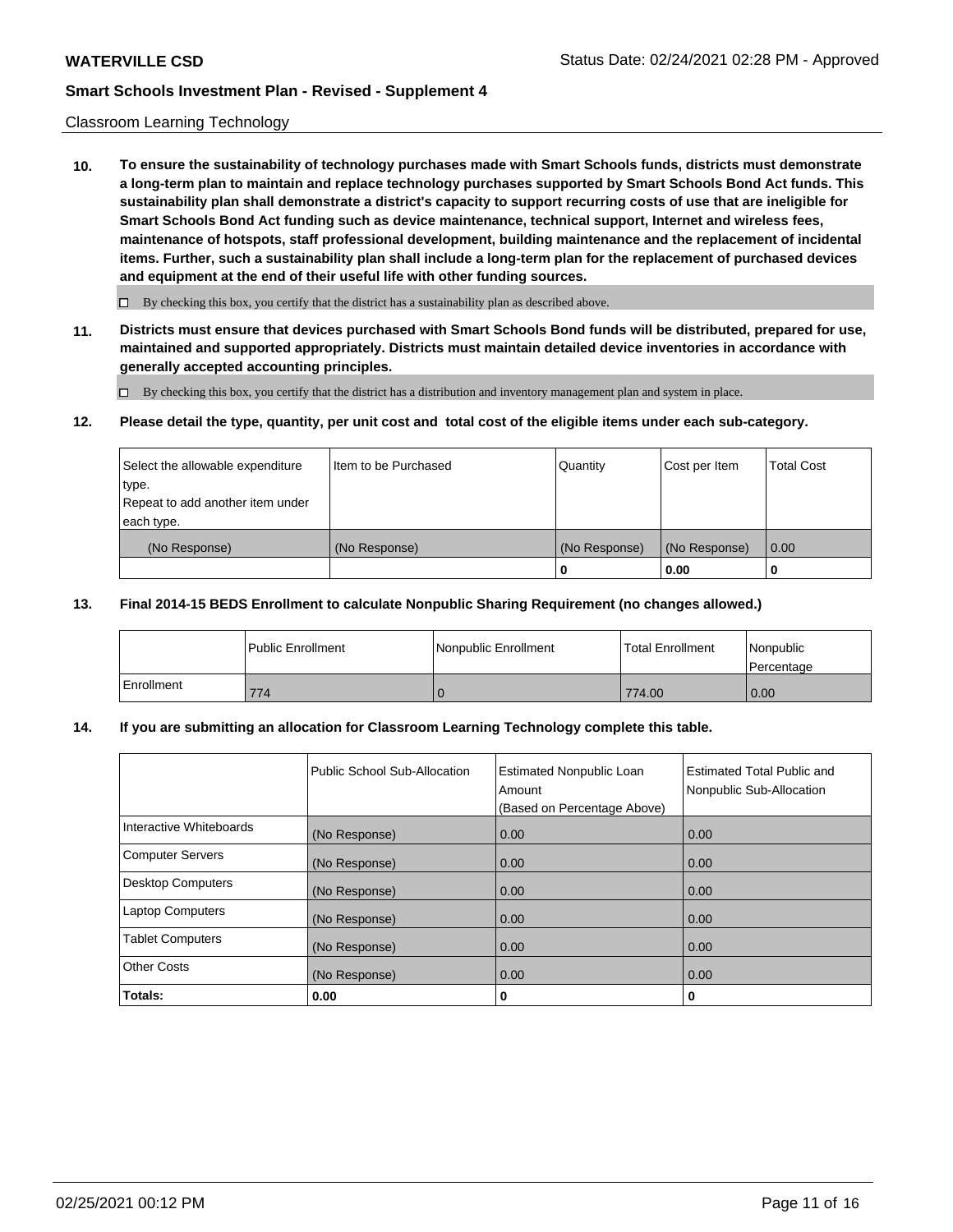Classroom Learning Technology

**10. To ensure the sustainability of technology purchases made with Smart Schools funds, districts must demonstrate a long-term plan to maintain and replace technology purchases supported by Smart Schools Bond Act funds. This sustainability plan shall demonstrate a district's capacity to support recurring costs of use that are ineligible for Smart Schools Bond Act funding such as device maintenance, technical support, Internet and wireless fees, maintenance of hotspots, staff professional development, building maintenance and the replacement of incidental items. Further, such a sustainability plan shall include a long-term plan for the replacement of purchased devices and equipment at the end of their useful life with other funding sources.**

☐ By checking this box, you certify that the district has a sustainability plan as described above.

**11. Districts must ensure that devices purchased with Smart Schools Bond funds will be distributed, prepared for use, maintained and supported appropriately. Districts must maintain detailed device inventories in accordance with generally accepted accounting principles.**

☐ By checking this box, you certify that the district has a distribution and inventory management plan and system in place.

**12. Please detail the type, quantity, per unit cost and total cost of the eligible items under each sub-category.**

| Select the allowable expenditure type. Repeat to add another item under each type. | Item to be Purchased | Quantity | Cost per Item | Total Cost |
|---|---|---|---|---|
| (No Response) | (No Response) | (No Response) | (No Response) | 0.00 |
| | | **0** | **0.00** | **0** |

**13. Final 2014-15 BEDS Enrollment to calculate Nonpublic Sharing Requirement (no changes allowed.)**

| | Public Enrollment | Nonpublic Enrollment | Total Enrollment | Nonpublic Percentage |
|---|---|---|---|---|
| Enrollment | 774 | 0 | 774.00 | 0.00 |

**14. If you are submitting an allocation for Classroom Learning Technology complete this table.**

| | Public School Sub-Allocation | Estimated Nonpublic Loan Amount (Based on Percentage Above) | Estimated Total Public and Nonpublic Sub-Allocation |
|---|---|---|---|
| Interactive Whiteboards | (No Response) | 0.00 | 0.00 |
| Computer Servers | (No Response) | 0.00 | 0.00 |
| Desktop Computers | (No Response) | 0.00 | 0.00 |
| Laptop Computers | (No Response) | 0.00 | 0.00 |
| Tablet Computers | (No Response) | 0.00 | 0.00 |
| Other Costs | (No Response) | 0.00 | 0.00 |
| **Totals:** | **0.00** | **0** | **0** |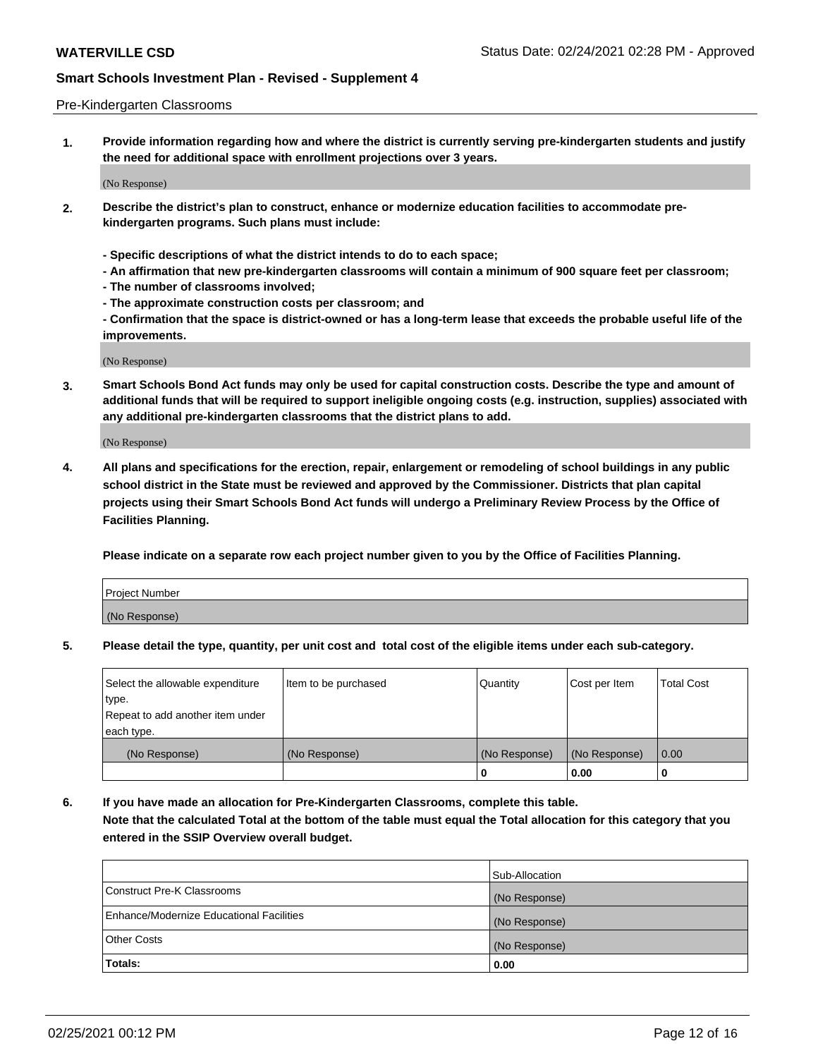Pre-Kindergarten Classrooms

1. **Provide information regarding how and where the district is currently serving pre-kindergarten students and justify the need for additional space with enrollment projections over 3 years.**

(No Response)

2. **Describe the district's plan to construct, enhance or modernize education facilities to accommodate pre-kindergarten programs. Such plans must include:**

   **- Specific descriptions of what the district intends to do to each space;**
   **- An affirmation that new pre-kindergarten classrooms will contain a minimum of 900 square feet per classroom;**
   **- The number of classrooms involved;**
   **- The approximate construction costs per classroom; and**
   **- Confirmation that the space is district-owned or has a long-term lease that exceeds the probable useful life of the improvements.**

(No Response)

3. **Smart Schools Bond Act funds may only be used for capital construction costs. Describe the type and amount of additional funds that will be required to support ineligible ongoing costs (e.g. instruction, supplies) associated with any additional pre-kindergarten classrooms that the district plans to add.**

(No Response)

4. **All plans and specifications for the erection, repair, enlargement or remodeling of school buildings in any public school district in the State must be reviewed and approved by the Commissioner. Districts that plan capital projects using their Smart Schools Bond Act funds will undergo a Preliminary Review Process by the Office of Facilities Planning.**

   **Please indicate on a separate row each project number given to you by the Office of Facilities Planning.**

| Project Number |
| --- |
| (No Response) |

5. **Please detail the type, quantity, per unit cost and total cost of the eligible items under each sub-category.**

| Select the allowable expenditure type. Repeat to add another item under each type. | Item to be purchased | Quantity | Cost per Item | Total Cost |
| --- | --- | --- | --- | --- |
| (No Response) | (No Response) | (No Response) | (No Response) | 0.00 |
| | | 0 | 0.00 | 0 |

6. **If you have made an allocation for Pre-Kindergarten Classrooms, complete this table. Note that the calculated Total at the bottom of the table must equal the Total allocation for this category that you entered in the SSIP Overview overall budget.**

| | Sub-Allocation |
| --- | --- |
| Construct Pre-K Classrooms | (No Response) |
| Enhance/Modernize Educational Facilities | (No Response) |
| Other Costs | (No Response) |
| **Totals:** | **0.00** |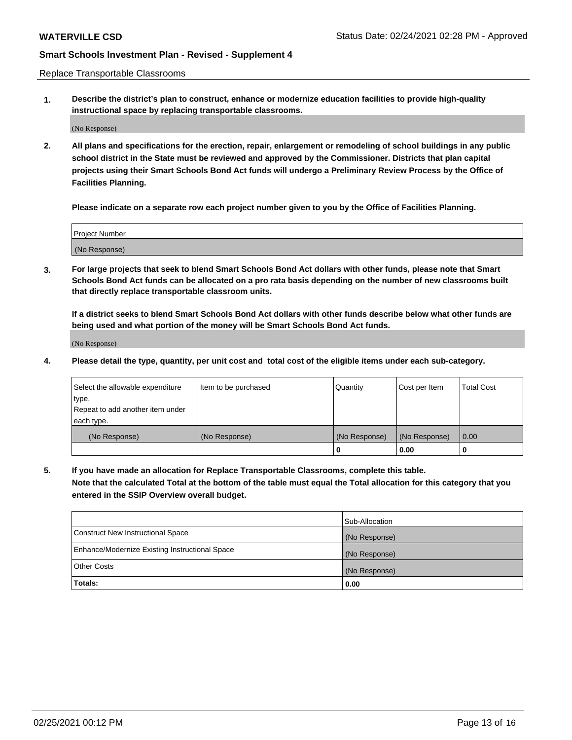Replace Transportable Classrooms

**1. Describe the district's plan to construct, enhance or modernize education facilities to provide high-quality instructional space by replacing transportable classrooms.**

(No Response)

**2. All plans and specifications for the erection, repair, enlargement or remodeling of school buildings in any public school district in the State must be reviewed and approved by the Commissioner. Districts that plan capital projects using their Smart Schools Bond Act funds will undergo a Preliminary Review Process by the Office of Facilities Planning.**

**Please indicate on a separate row each project number given to you by the Office of Facilities Planning.**

| Project Number |
|---|
| (No Response) |

**3. For large projects that seek to blend Smart Schools Bond Act dollars with other funds, please note that Smart Schools Bond Act funds can be allocated on a pro rata basis depending on the number of new classrooms built that directly replace transportable classroom units.**

**If a district seeks to blend Smart Schools Bond Act dollars with other funds describe below what other funds are being used and what portion of the money will be Smart Schools Bond Act funds.**

(No Response)

**4. Please detail the type, quantity, per unit cost and total cost of the eligible items under each sub-category.**

| Select the allowable expenditure type. Repeat to add another item under each type. | Item to be purchased | Quantity | Cost per Item | Total Cost |
|---|---|---|---|---|
| (No Response) | (No Response) | (No Response) | (No Response) | 0.00 |
| | | 0 | 0.00 | 0 |

**5. If you have made an allocation for Replace Transportable Classrooms, complete this table. Note that the calculated Total at the bottom of the table must equal the Total allocation for this category that you entered in the SSIP Overview overall budget.**

| | Sub-Allocation |
|---|---|
| Construct New Instructional Space | (No Response) |
| Enhance/Modernize Existing Instructional Space | (No Response) |
| Other Costs | (No Response) |
| **Totals:** | **0.00** |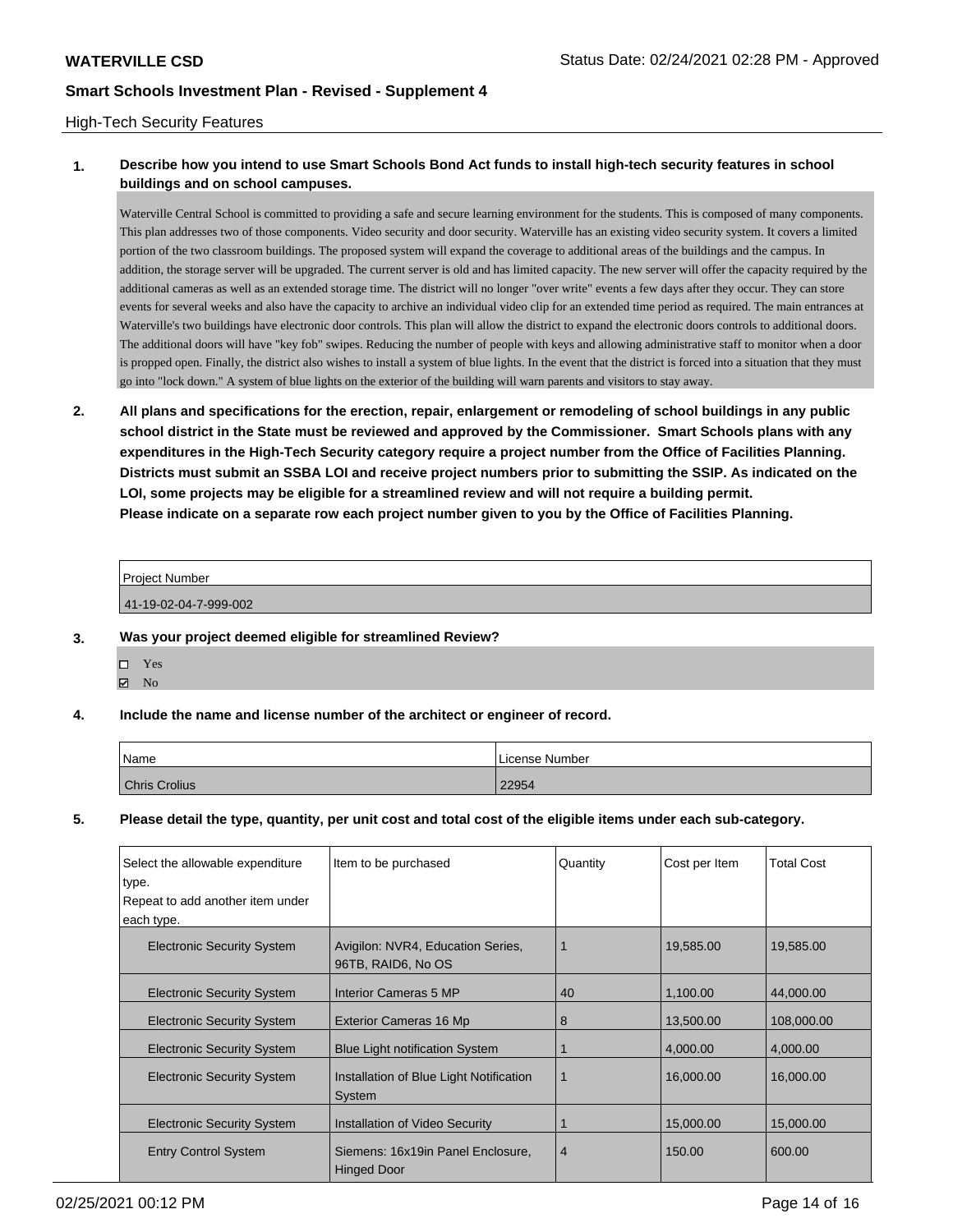High-Tech Security Features

**1. Describe how you intend to use Smart Schools Bond Act funds to install high-tech security features in school buildings and on school campuses.**

Waterville Central School is committed to providing a safe and secure learning environment for the students. This is composed of many components. This plan addresses two of those components. Video security and door security. Waterville has an existing video security system. It covers a limited portion of the two classroom buildings. The proposed system will expand the coverage to additional areas of the buildings and the campus. In addition, the storage server will be upgraded. The current server is old and has limited capacity. The new server will offer the capacity required by the additional cameras as well as an extended storage time. The district will no longer "over write" events a few days after they occur. They can store events for several weeks and also have the capacity to archive an individual video clip for an extended time period as required. The main entrances at Waterville's two buildings have electronic door controls. This plan will allow the district to expand the electronic doors controls to additional doors. The additional doors will have "key fob" swipes. Reducing the number of people with keys and allowing administrative staff to monitor when a door is propped open. Finally, the district also wishes to install a system of blue lights. In the event that the district is forced into a situation that they must go into "lock down." A system of blue lights on the exterior of the building will warn parents and visitors to stay away.

**2. All plans and specifications for the erection, repair, enlargement or remodeling of school buildings in any public school district in the State must be reviewed and approved by the Commissioner. Smart Schools plans with any expenditures in the High-Tech Security category require a project number from the Office of Facilities Planning. Districts must submit an SSBA LOI and receive project numbers prior to submitting the SSIP. As indicated on the LOI, some projects may be eligible for a streamlined review and will not require a building permit. Please indicate on a separate row each project number given to you by the Office of Facilities Planning.**

| Project Number |
|---|
| 41-19-02-04-7-999-002 |

**3. Was your project deemed eligible for streamlined Review?**

- ☐ Yes
- ☑ No

**4. Include the name and license number of the architect or engineer of record.**

| Name | License Number |
|---|---|
| Chris Crolius | 22954 |

**5. Please detail the type, quantity, per unit cost and total cost of the eligible items under each sub-category.**

| Select the allowable expenditure type. Repeat to add another item under each type. | Item to be purchased | Quantity | Cost per Item | Total Cost |
|---|---|---|---|---|
| Electronic Security System | Avigilon: NVR4, Education Series, 96TB, RAID6, No OS | 1 | 19,585.00 | 19,585.00 |
| Electronic Security System | Interior Cameras 5 MP | 40 | 1,100.00 | 44,000.00 |
| Electronic Security System | Exterior Cameras 16 Mp | 8 | 13,500.00 | 108,000.00 |
| Electronic Security System | Blue Light notification System | 1 | 4,000.00 | 4,000.00 |
| Electronic Security System | Installation of Blue Light Notification System | 1 | 16,000.00 | 16,000.00 |
| Electronic Security System | Installation of Video Security | 1 | 15,000.00 | 15,000.00 |
| Entry Control System | Siemens: 16x19in Panel Enclosure, Hinged Door | 4 | 150.00 | 600.00 |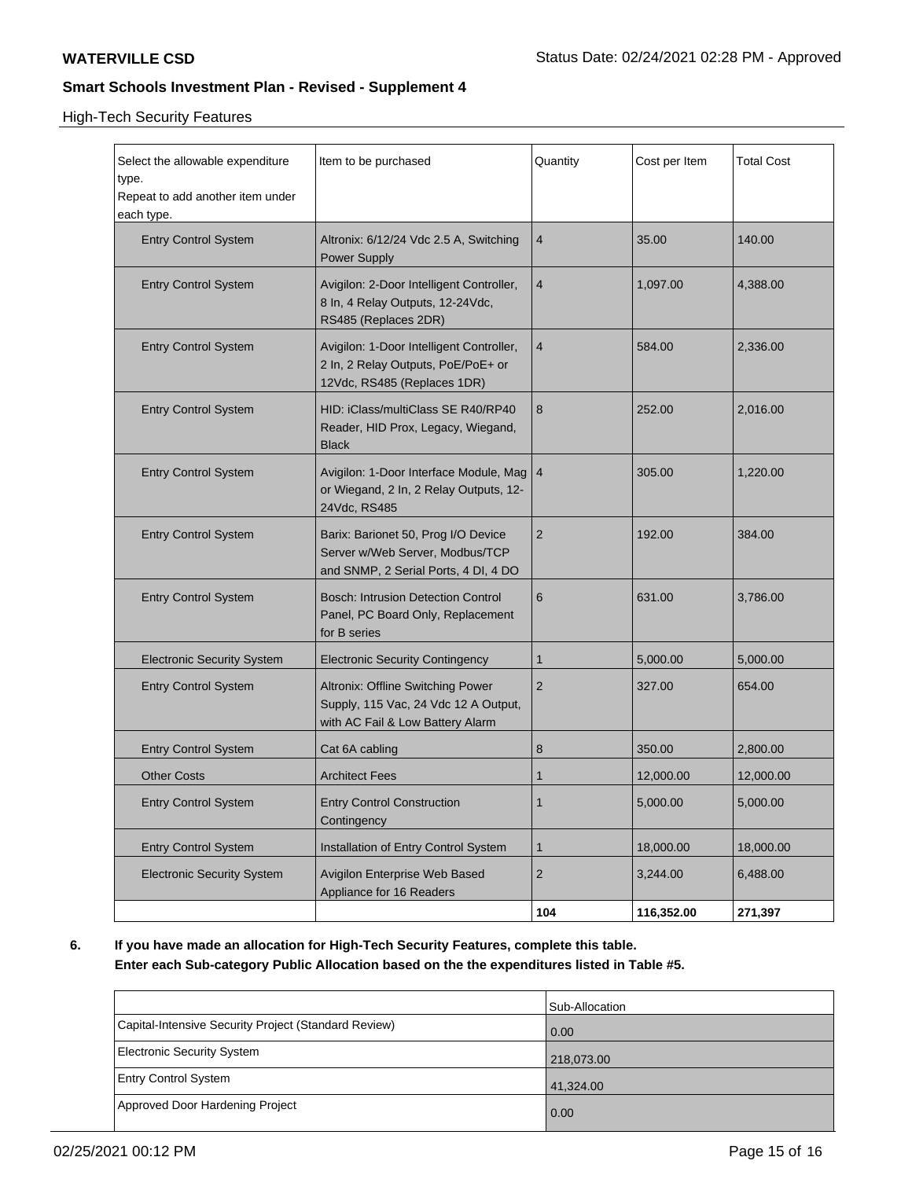High-Tech Security Features

| Select the allowable expenditure type.<br>Repeat to add another item under each type. | Item to be purchased | Quantity | Cost per Item | Total Cost |
|---|---|---|---|---|
| Entry Control System | Altronix: 6/12/24 Vdc 2.5 A, Switching Power Supply | 4 | 35.00 | 140.00 |
| Entry Control System | Avigilon: 2-Door Intelligent Controller, 8 In, 4 Relay Outputs, 12-24Vdc, RS485 (Replaces 2DR) | 4 | 1,097.00 | 4,388.00 |
| Entry Control System | Avigilon: 1-Door Intelligent Controller, 2 In, 2 Relay Outputs, PoE/PoE+ or 12Vdc, RS485 (Replaces 1DR) | 4 | 584.00 | 2,336.00 |
| Entry Control System | HID: iClass/multiClass SE R40/RP40 Reader, HID Prox, Legacy, Wiegand, Black | 8 | 252.00 | 2,016.00 |
| Entry Control System | Avigilon: 1-Door Interface Module, Mag or Wiegand, 2 In, 2 Relay Outputs, 12-24Vdc, RS485 | 4 | 305.00 | 1,220.00 |
| Entry Control System | Barix: Barionet 50, Prog I/O Device Server w/Web Server, Modbus/TCP and SNMP, 2 Serial Ports, 4 DI, 4 DO | 2 | 192.00 | 384.00 |
| Entry Control System | Bosch: Intrusion Detection Control Panel, PC Board Only, Replacement for B series | 6 | 631.00 | 3,786.00 |
| Electronic Security System | Electronic Security Contingency | 1 | 5,000.00 | 5,000.00 |
| Entry Control System | Altronix: Offline Switching Power Supply, 115 Vac, 24 Vdc 12 A Output, with AC Fail & Low Battery Alarm | 2 | 327.00 | 654.00 |
| Entry Control System | Cat 6A cabling | 8 | 350.00 | 2,800.00 |
| Other Costs | Architect Fees | 1 | 12,000.00 | 12,000.00 |
| Entry Control System | Entry Control Construction Contingency | 1 | 5,000.00 | 5,000.00 |
| Entry Control System | Installation of Entry Control System | 1 | 18,000.00 | 18,000.00 |
| Electronic Security System | Avigilon Enterprise Web Based Appliance for 16 Readers | 2 | 3,244.00 | 6,488.00 |
| | | **104** | **116,352.00** | **271,397** |

**6. If you have made an allocation for High-Tech Security Features, complete this table.**
**Enter each Sub-category Public Allocation based on the the expenditures listed in Table #5.**

| | Sub-Allocation |
|---|---|
| Capital-Intensive Security Project (Standard Review) | 0.00 |
| Electronic Security System | 218,073.00 |
| Entry Control System | 41,324.00 |
| Approved Door Hardening Project | 0.00 |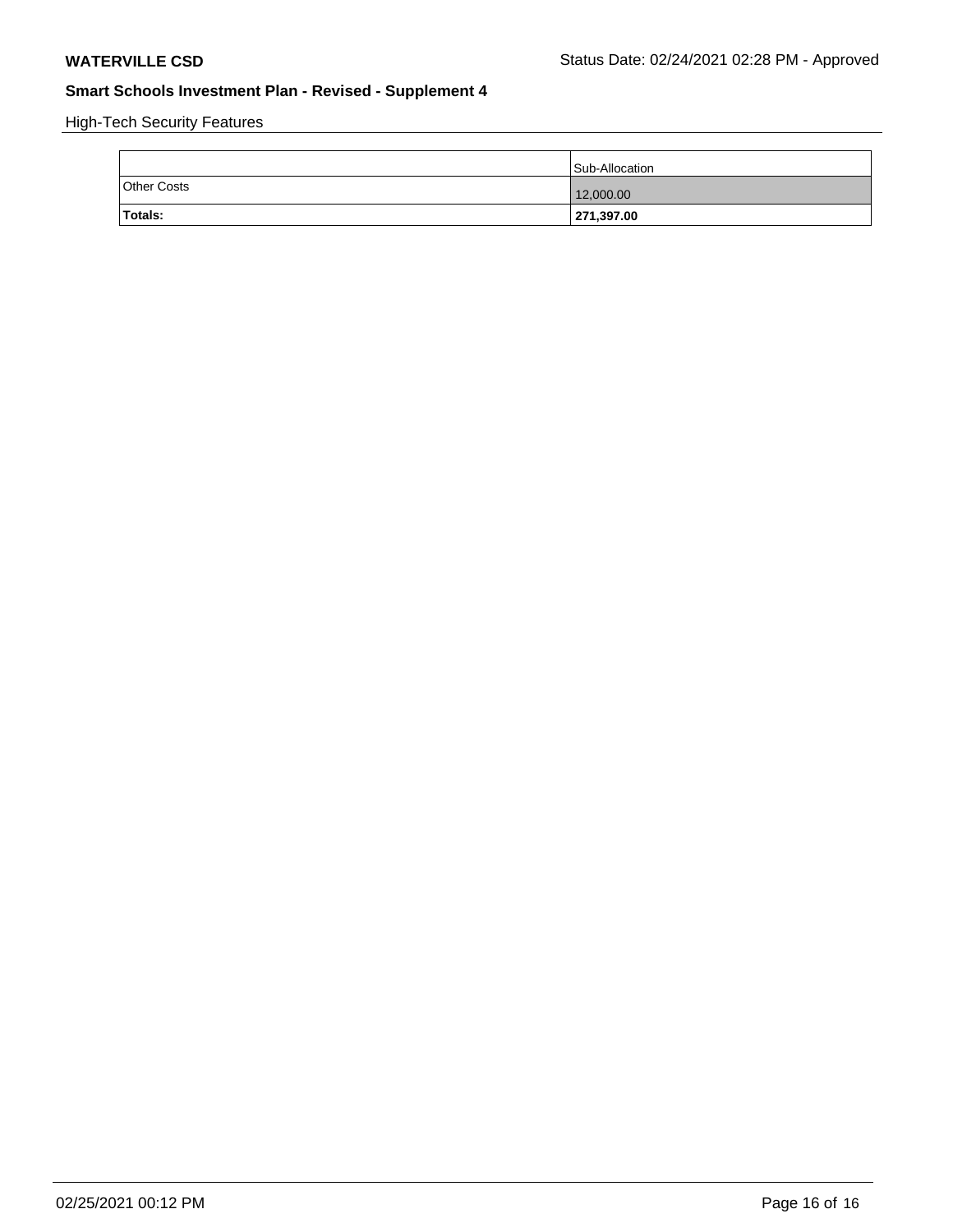High-Tech Security Features

| | Sub-Allocation |
|---|---|
| Other Costs | 12,000.00 |
| **Totals:** | **271,397.00** |